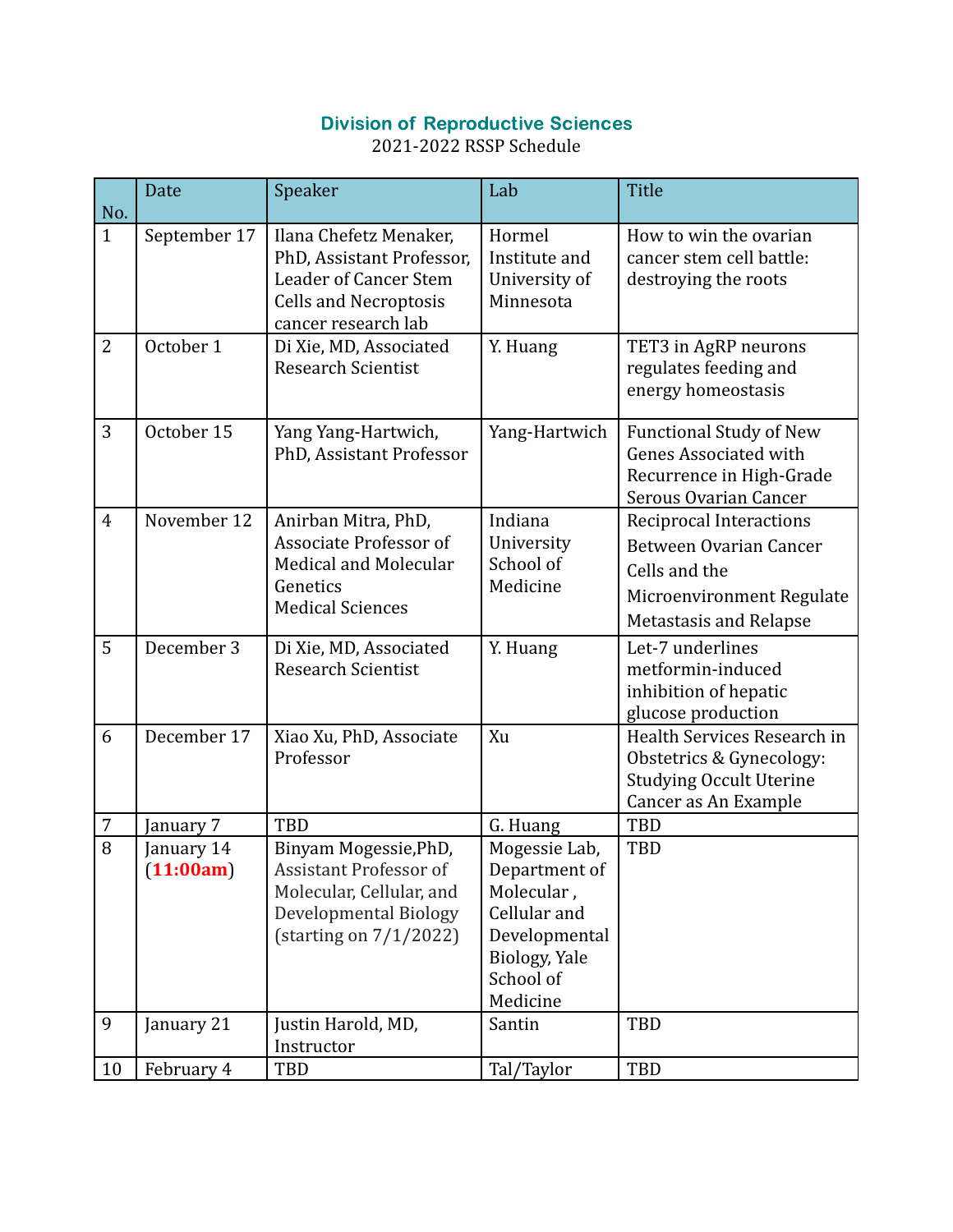## Division of Reproductive Sciences

2021-2022 RSSP Schedule

| No. | Date | Speaker | Lab | Title |
|---|---|---|---|---|
| 1 | September 17 | Ilana Chefetz Menaker, PhD, Assistant Professor, Leader of Cancer Stem Cells and Necroptosis cancer research lab | Hormel Institute and University of Minnesota | How to win the ovarian cancer stem cell battle: destroying the roots |
| 2 | October 1 | Di Xie, MD, Associated Research Scientist | Y. Huang | TET3 in AgRP neurons regulates feeding and energy homeostasis |
| 3 | October 15 | Yang Yang-Hartwich, PhD, Assistant Professor | Yang-Hartwich | Functional Study of New Genes Associated with Recurrence in High-Grade Serous Ovarian Cancer |
| 4 | November 12 | Anirban Mitra, PhD, Associate Professor of Medical and Molecular Genetics Medical Sciences | Indiana University School of Medicine | Reciprocal Interactions Between Ovarian Cancer Cells and the Microenvironment Regulate Metastasis and Relapse |
| 5 | December 3 | Di Xie, MD, Associated Research Scientist | Y. Huang | Let-7 underlines metformin-induced inhibition of hepatic glucose production |
| 6 | December 17 | Xiao Xu, PhD, Associate Professor | Xu | Health Services Research in Obstetrics & Gynecology: Studying Occult Uterine Cancer as An Example |
| 7 | January 7 | TBD | G. Huang | TBD |
| 8 | January 14 (**11:00am**) | Binyam Mogessie,PhD, Assistant Professor of Molecular, Cellular, and Developmental Biology (starting on 7/1/2022) | Mogessie Lab, Department of Molecular , Cellular and Developmental Biology, Yale School of Medicine | TBD |
| 9 | January 21 | Justin Harold, MD, Instructor | Santin | TBD |
| 10 | February 4 | TBD | Tal/Taylor | TBD |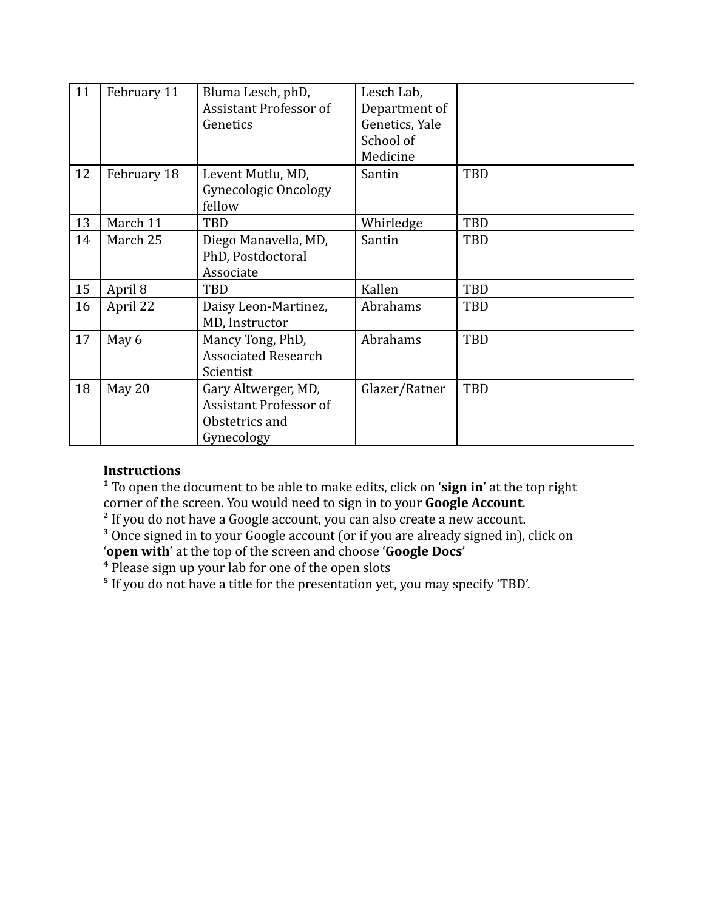| | | | | |
|---|---|---|---|---|
| 11 | February 11 | Bluma Lesch, phD, Assistant Professor of Genetics | Lesch Lab, Department of Genetics, Yale School of Medicine | |
| 12 | February 18 | Levent Mutlu, MD, Gynecologic Oncology fellow | Santin | TBD |
| 13 | March 11 | TBD | Whirledge | TBD |
| 14 | March 25 | Diego Manavella, MD, PhD, Postdoctoral Associate | Santin | TBD |
| 15 | April 8 | TBD | Kallen | TBD |
| 16 | April 22 | Daisy Leon-Martinez, MD, Instructor | Abrahams | TBD |
| 17 | May 6 | Mancy Tong, PhD, Associated Research Scientist | Abrahams | TBD |
| 18 | May 20 | Gary Altwerger, MD, Assistant Professor of Obstetrics and Gynecology | Glazer/Ratner | TBD |

**Instructions**

[1] To open the document to be able to make edits, click on '**sign in**' at the top right corner of the screen. You would need to sign in to your **Google Account**.
[2] If you do not have a Google account, you can also create a new account.
[3] Once signed in to your Google account (or if you are already signed in), click on '**open with**' at the top of the screen and choose '**Google Docs**'
[4] Please sign up your lab for one of the open slots
[5] If you do not have a title for the presentation yet, you may specify 'TBD'.